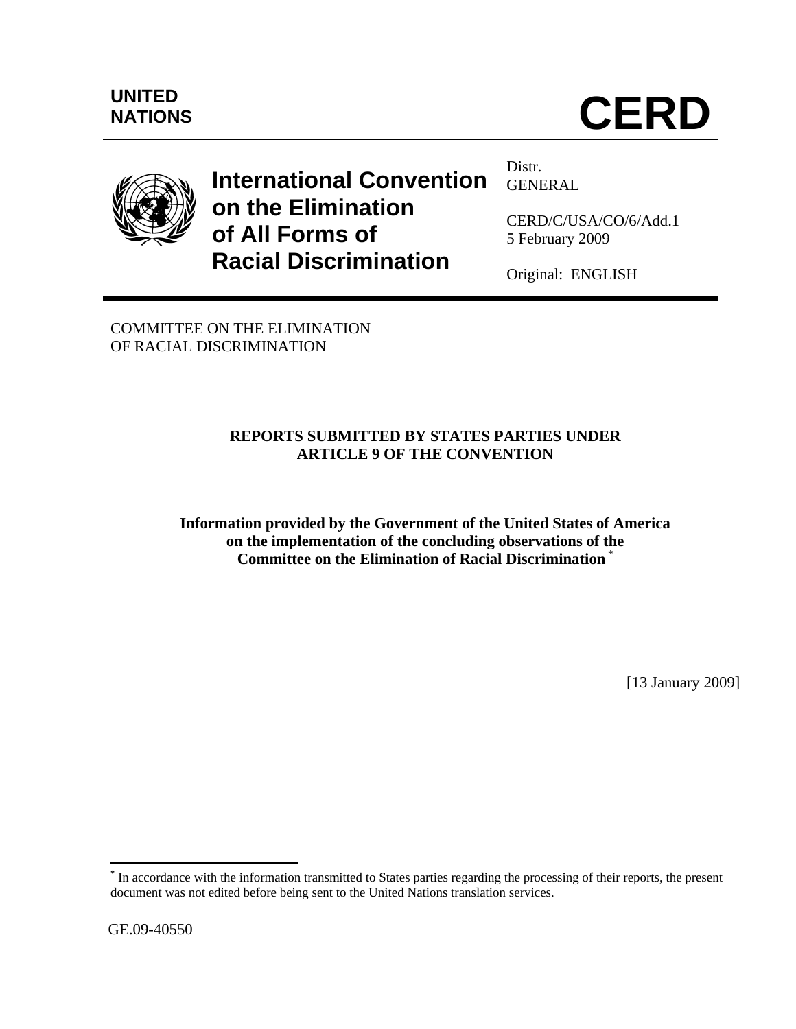UNITED NATIONS

# CERD

**International Convention on the Elimination of All Forms of Racial Discrimination**

Distr.
GENERAL

CERD/C/USA/CO/6/Add.1
5 February 2009

Original: ENGLISH

COMMITTEE ON THE ELIMINATION
OF RACIAL DISCRIMINATION

## REPORTS SUBMITTED BY STATES PARTIES UNDER ARTICLE 9 OF THE CONVENTION

### Information provided by the Government of the United States of America on the implementation of the concluding observations of the Committee on the Elimination of Racial Discrimination [*]

[13 January 2009]

[*] In accordance with the information transmitted to States parties regarding the processing of their reports, the present document was not edited before being sent to the United Nations translation services.

GE.09-40550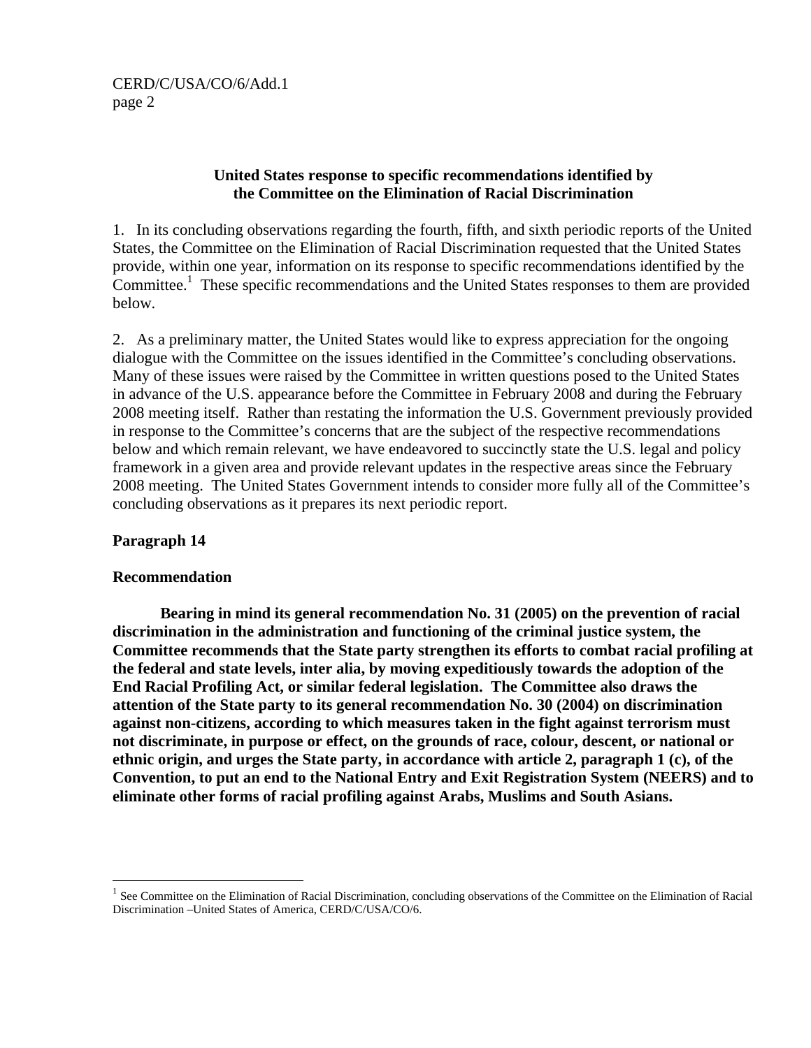## United States response to specific recommendations identified by the Committee on the Elimination of Racial Discrimination

1. In its concluding observations regarding the fourth, fifth, and sixth periodic reports of the United States, the Committee on the Elimination of Racial Discrimination requested that the United States provide, within one year, information on its response to specific recommendations identified by the Committee.[1] These specific recommendations and the United States responses to them are provided below.

2. As a preliminary matter, the United States would like to express appreciation for the ongoing dialogue with the Committee on the issues identified in the Committee's concluding observations. Many of these issues were raised by the Committee in written questions posed to the United States in advance of the U.S. appearance before the Committee in February 2008 and during the February 2008 meeting itself. Rather than restating the information the U.S. Government previously provided in response to the Committee's concerns that are the subject of the respective recommendations below and which remain relevant, we have endeavored to succinctly state the U.S. legal and policy framework in a given area and provide relevant updates in the respective areas since the February 2008 meeting. The United States Government intends to consider more fully all of the Committee's concluding observations as it prepares its next periodic report.

**Paragraph 14**

**Recommendation**

**Bearing in mind its general recommendation No. 31 (2005) on the prevention of racial discrimination in the administration and functioning of the criminal justice system, the Committee recommends that the State party strengthen its efforts to combat racial profiling at the federal and state levels, inter alia, by moving expeditiously towards the adoption of the End Racial Profiling Act, or similar federal legislation. The Committee also draws the attention of the State party to its general recommendation No. 30 (2004) on discrimination against non-citizens, according to which measures taken in the fight against terrorism must not discriminate, in purpose or effect, on the grounds of race, colour, descent, or national or ethnic origin, and urges the State party, in accordance with article 2, paragraph 1 (c), of the Convention, to put an end to the National Entry and Exit Registration System (NEERS) and to eliminate other forms of racial profiling against Arabs, Muslims and South Asians.**

---

[1] See Committee on the Elimination of Racial Discrimination, concluding observations of the Committee on the Elimination of Racial Discrimination –United States of America, CERD/C/USA/CO/6.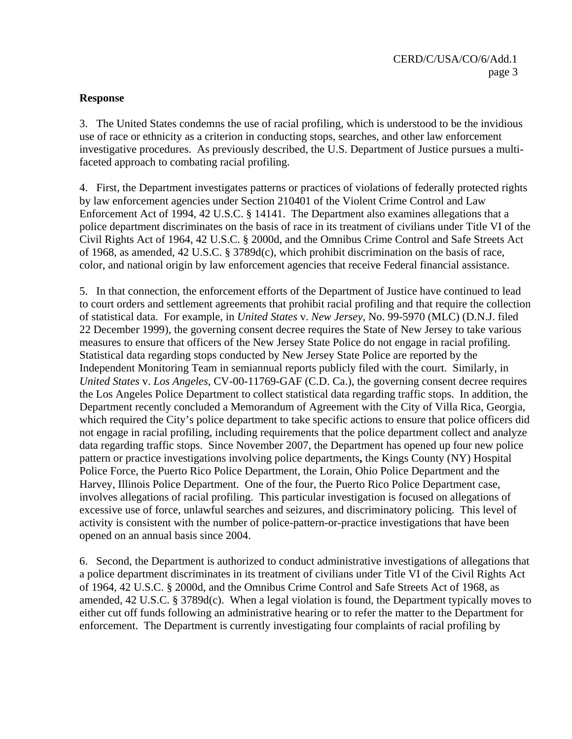**Response**

3. The United States condemns the use of racial profiling, which is understood to be the invidious use of race or ethnicity as a criterion in conducting stops, searches, and other law enforcement investigative procedures. As previously described, the U.S. Department of Justice pursues a multi-faceted approach to combating racial profiling.

4. First, the Department investigates patterns or practices of violations of federally protected rights by law enforcement agencies under Section 210401 of the Violent Crime Control and Law Enforcement Act of 1994, 42 U.S.C. § 14141. The Department also examines allegations that a police department discriminates on the basis of race in its treatment of civilians under Title VI of the Civil Rights Act of 1964, 42 U.S.C. § 2000d, and the Omnibus Crime Control and Safe Streets Act of 1968, as amended, 42 U.S.C. § 3789d(c), which prohibit discrimination on the basis of race, color, and national origin by law enforcement agencies that receive Federal financial assistance.

5. In that connection, the enforcement efforts of the Department of Justice have continued to lead to court orders and settlement agreements that prohibit racial profiling and that require the collection of statistical data. For example, in *United States* v. *New Jersey*, No. 99-5970 (MLC) (D.N.J. filed 22 December 1999), the governing consent decree requires the State of New Jersey to take various measures to ensure that officers of the New Jersey State Police do not engage in racial profiling. Statistical data regarding stops conducted by New Jersey State Police are reported by the Independent Monitoring Team in semiannual reports publicly filed with the court. Similarly, in *United States* v. *Los Angeles*, CV-00-11769-GAF (C.D. Ca.), the governing consent decree requires the Los Angeles Police Department to collect statistical data regarding traffic stops. In addition, the Department recently concluded a Memorandum of Agreement with the City of Villa Rica, Georgia, which required the City's police department to take specific actions to ensure that police officers did not engage in racial profiling, including requirements that the police department collect and analyze data regarding traffic stops. Since November 2007, the Department has opened up four new police pattern or practice investigations involving police departments**,** the Kings County (NY) Hospital Police Force, the Puerto Rico Police Department, the Lorain, Ohio Police Department and the Harvey, Illinois Police Department. One of the four, the Puerto Rico Police Department case, involves allegations of racial profiling. This particular investigation is focused on allegations of excessive use of force, unlawful searches and seizures, and discriminatory policing. This level of activity is consistent with the number of police-pattern-or-practice investigations that have been opened on an annual basis since 2004.

6. Second, the Department is authorized to conduct administrative investigations of allegations that a police department discriminates in its treatment of civilians under Title VI of the Civil Rights Act of 1964, 42 U.S.C. § 2000d, and the Omnibus Crime Control and Safe Streets Act of 1968, as amended, 42 U.S.C. § 3789d(c). When a legal violation is found, the Department typically moves to either cut off funds following an administrative hearing or to refer the matter to the Department for enforcement. The Department is currently investigating four complaints of racial profiling by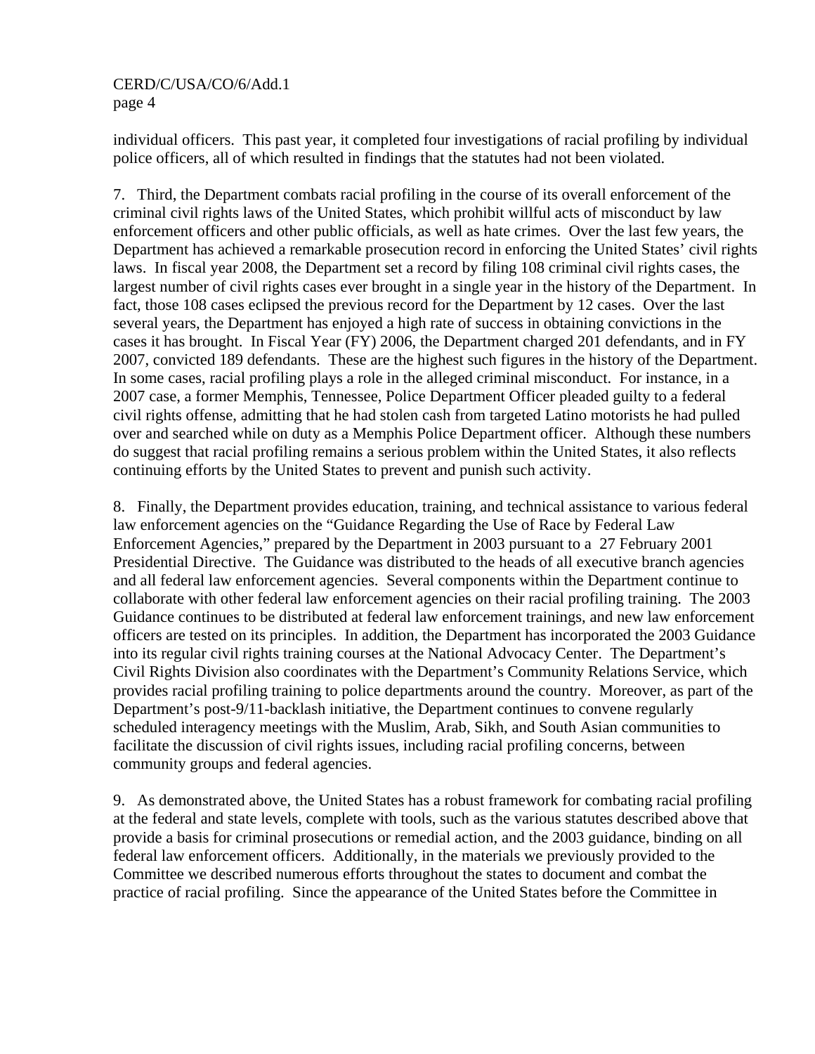individual officers. This past year, it completed four investigations of racial profiling by individual police officers, all of which resulted in findings that the statutes had not been violated.

7. Third, the Department combats racial profiling in the course of its overall enforcement of the criminal civil rights laws of the United States, which prohibit willful acts of misconduct by law enforcement officers and other public officials, as well as hate crimes. Over the last few years, the Department has achieved a remarkable prosecution record in enforcing the United States' civil rights laws. In fiscal year 2008, the Department set a record by filing 108 criminal civil rights cases, the largest number of civil rights cases ever brought in a single year in the history of the Department. In fact, those 108 cases eclipsed the previous record for the Department by 12 cases. Over the last several years, the Department has enjoyed a high rate of success in obtaining convictions in the cases it has brought. In Fiscal Year (FY) 2006, the Department charged 201 defendants, and in FY 2007, convicted 189 defendants. These are the highest such figures in the history of the Department. In some cases, racial profiling plays a role in the alleged criminal misconduct. For instance, in a 2007 case, a former Memphis, Tennessee, Police Department Officer pleaded guilty to a federal civil rights offense, admitting that he had stolen cash from targeted Latino motorists he had pulled over and searched while on duty as a Memphis Police Department officer. Although these numbers do suggest that racial profiling remains a serious problem within the United States, it also reflects continuing efforts by the United States to prevent and punish such activity.

8. Finally, the Department provides education, training, and technical assistance to various federal law enforcement agencies on the "Guidance Regarding the Use of Race by Federal Law Enforcement Agencies," prepared by the Department in 2003 pursuant to a 27 February 2001 Presidential Directive. The Guidance was distributed to the heads of all executive branch agencies and all federal law enforcement agencies. Several components within the Department continue to collaborate with other federal law enforcement agencies on their racial profiling training. The 2003 Guidance continues to be distributed at federal law enforcement trainings, and new law enforcement officers are tested on its principles. In addition, the Department has incorporated the 2003 Guidance into its regular civil rights training courses at the National Advocacy Center. The Department's Civil Rights Division also coordinates with the Department's Community Relations Service, which provides racial profiling training to police departments around the country. Moreover, as part of the Department's post-9/11-backlash initiative, the Department continues to convene regularly scheduled interagency meetings with the Muslim, Arab, Sikh, and South Asian communities to facilitate the discussion of civil rights issues, including racial profiling concerns, between community groups and federal agencies.

9. As demonstrated above, the United States has a robust framework for combating racial profiling at the federal and state levels, complete with tools, such as the various statutes described above that provide a basis for criminal prosecutions or remedial action, and the 2003 guidance, binding on all federal law enforcement officers. Additionally, in the materials we previously provided to the Committee we described numerous efforts throughout the states to document and combat the practice of racial profiling. Since the appearance of the United States before the Committee in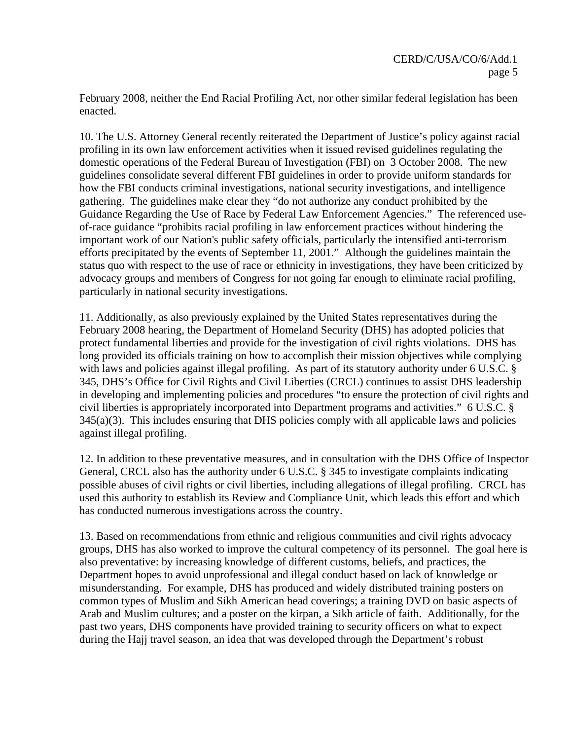February 2008, neither the End Racial Profiling Act, nor other similar federal legislation has been enacted.

10. The U.S. Attorney General recently reiterated the Department of Justice's policy against racial profiling in its own law enforcement activities when it issued revised guidelines regulating the domestic operations of the Federal Bureau of Investigation (FBI) on 3 October 2008. The new guidelines consolidate several different FBI guidelines in order to provide uniform standards for how the FBI conducts criminal investigations, national security investigations, and intelligence gathering. The guidelines make clear they "do not authorize any conduct prohibited by the Guidance Regarding the Use of Race by Federal Law Enforcement Agencies." The referenced use-of-race guidance "prohibits racial profiling in law enforcement practices without hindering the important work of our Nation's public safety officials, particularly the intensified anti-terrorism efforts precipitated by the events of September 11, 2001." Although the guidelines maintain the status quo with respect to the use of race or ethnicity in investigations, they have been criticized by advocacy groups and members of Congress for not going far enough to eliminate racial profiling, particularly in national security investigations.

11. Additionally, as also previously explained by the United States representatives during the February 2008 hearing, the Department of Homeland Security (DHS) has adopted policies that protect fundamental liberties and provide for the investigation of civil rights violations. DHS has long provided its officials training on how to accomplish their mission objectives while complying with laws and policies against illegal profiling. As part of its statutory authority under 6 U.S.C. § 345, DHS's Office for Civil Rights and Civil Liberties (CRCL) continues to assist DHS leadership in developing and implementing policies and procedures "to ensure the protection of civil rights and civil liberties is appropriately incorporated into Department programs and activities." 6 U.S.C. § 345(a)(3). This includes ensuring that DHS policies comply with all applicable laws and policies against illegal profiling.

12. In addition to these preventative measures, and in consultation with the DHS Office of Inspector General, CRCL also has the authority under 6 U.S.C. § 345 to investigate complaints indicating possible abuses of civil rights or civil liberties, including allegations of illegal profiling. CRCL has used this authority to establish its Review and Compliance Unit, which leads this effort and which has conducted numerous investigations across the country.

13. Based on recommendations from ethnic and religious communities and civil rights advocacy groups, DHS has also worked to improve the cultural competency of its personnel. The goal here is also preventative: by increasing knowledge of different customs, beliefs, and practices, the Department hopes to avoid unprofessional and illegal conduct based on lack of knowledge or misunderstanding. For example, DHS has produced and widely distributed training posters on common types of Muslim and Sikh American head coverings; a training DVD on basic aspects of Arab and Muslim cultures; and a poster on the kirpan, a Sikh article of faith. Additionally, for the past two years, DHS components have provided training to security officers on what to expect during the Hajj travel season, an idea that was developed through the Department's robust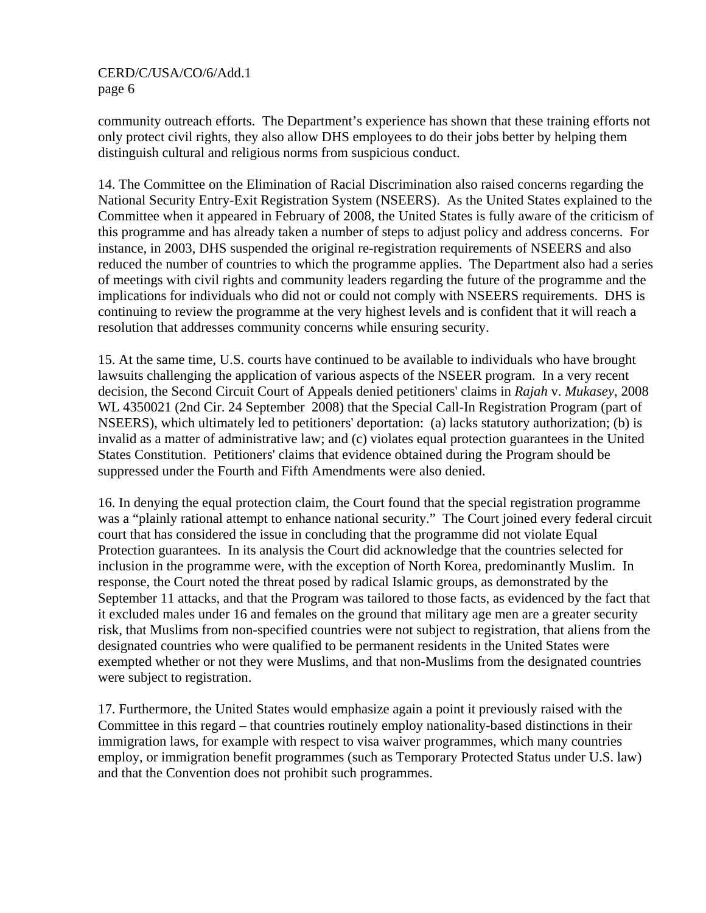community outreach efforts. The Department's experience has shown that these training efforts not only protect civil rights, they also allow DHS employees to do their jobs better by helping them distinguish cultural and religious norms from suspicious conduct.

14. The Committee on the Elimination of Racial Discrimination also raised concerns regarding the National Security Entry-Exit Registration System (NSEERS). As the United States explained to the Committee when it appeared in February of 2008, the United States is fully aware of the criticism of this programme and has already taken a number of steps to adjust policy and address concerns. For instance, in 2003, DHS suspended the original re-registration requirements of NSEERS and also reduced the number of countries to which the programme applies. The Department also had a series of meetings with civil rights and community leaders regarding the future of the programme and the implications for individuals who did not or could not comply with NSEERS requirements. DHS is continuing to review the programme at the very highest levels and is confident that it will reach a resolution that addresses community concerns while ensuring security.

15. At the same time, U.S. courts have continued to be available to individuals who have brought lawsuits challenging the application of various aspects of the NSEER program. In a very recent decision, the Second Circuit Court of Appeals denied petitioners' claims in *Rajah* v. *Mukasey*, 2008 WL 4350021 (2nd Cir. 24 September 2008) that the Special Call-In Registration Program (part of NSEERS), which ultimately led to petitioners' deportation: (a) lacks statutory authorization; (b) is invalid as a matter of administrative law; and (c) violates equal protection guarantees in the United States Constitution. Petitioners' claims that evidence obtained during the Program should be suppressed under the Fourth and Fifth Amendments were also denied.

16. In denying the equal protection claim, the Court found that the special registration programme was a "plainly rational attempt to enhance national security." The Court joined every federal circuit court that has considered the issue in concluding that the programme did not violate Equal Protection guarantees. In its analysis the Court did acknowledge that the countries selected for inclusion in the programme were, with the exception of North Korea, predominantly Muslim. In response, the Court noted the threat posed by radical Islamic groups, as demonstrated by the September 11 attacks, and that the Program was tailored to those facts, as evidenced by the fact that it excluded males under 16 and females on the ground that military age men are a greater security risk, that Muslims from non-specified countries were not subject to registration, that aliens from the designated countries who were qualified to be permanent residents in the United States were exempted whether or not they were Muslims, and that non-Muslims from the designated countries were subject to registration.

17. Furthermore, the United States would emphasize again a point it previously raised with the Committee in this regard – that countries routinely employ nationality-based distinctions in their immigration laws, for example with respect to visa waiver programmes, which many countries employ, or immigration benefit programmes (such as Temporary Protected Status under U.S. law) and that the Convention does not prohibit such programmes.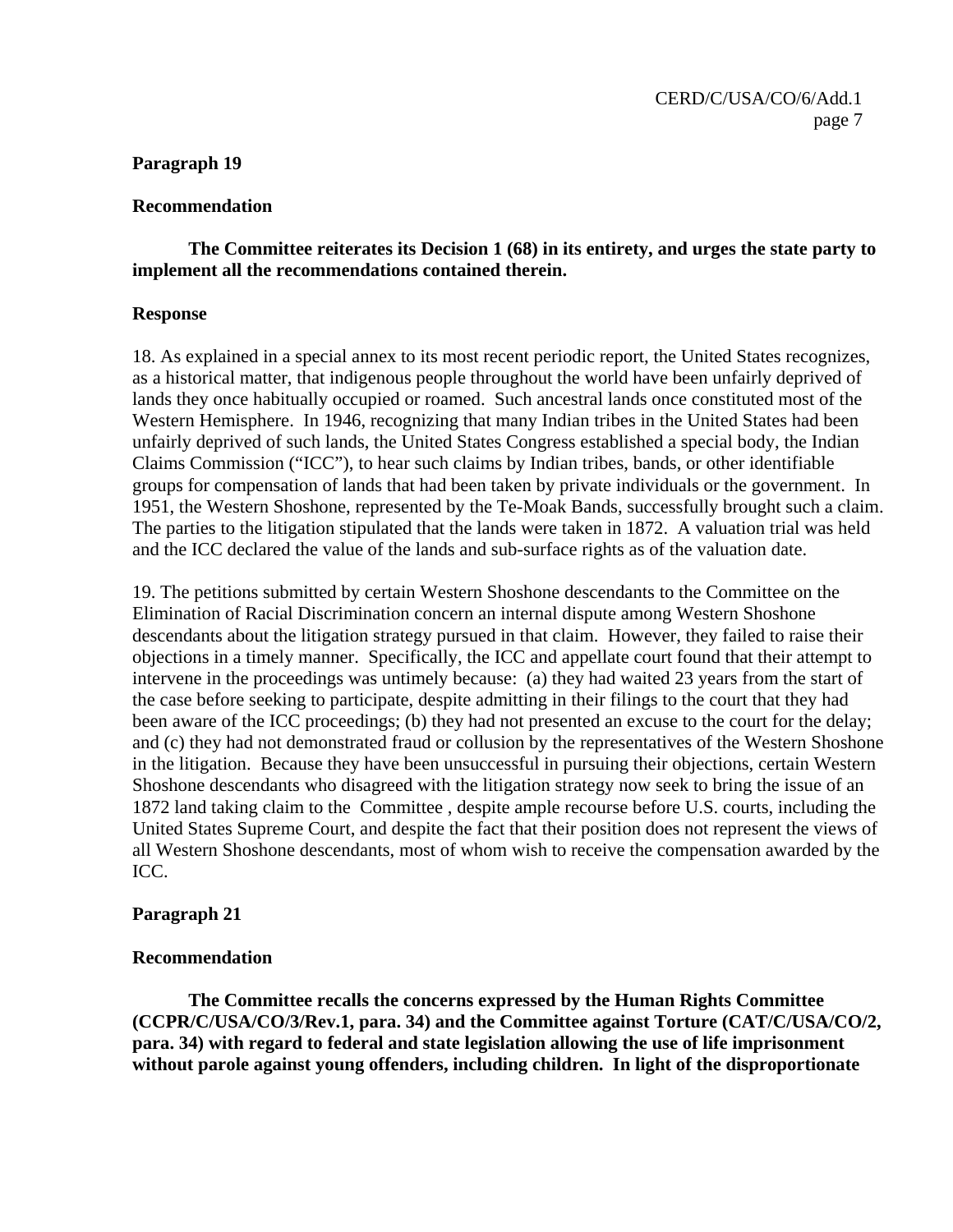**Paragraph 19**

**Recommendation**

**The Committee reiterates its Decision 1 (68) in its entirety, and urges the state party to implement all the recommendations contained therein.**

**Response**

18. As explained in a special annex to its most recent periodic report, the United States recognizes, as a historical matter, that indigenous people throughout the world have been unfairly deprived of lands they once habitually occupied or roamed. Such ancestral lands once constituted most of the Western Hemisphere. In 1946, recognizing that many Indian tribes in the United States had been unfairly deprived of such lands, the United States Congress established a special body, the Indian Claims Commission ("ICC"), to hear such claims by Indian tribes, bands, or other identifiable groups for compensation of lands that had been taken by private individuals or the government. In 1951, the Western Shoshone, represented by the Te-Moak Bands, successfully brought such a claim. The parties to the litigation stipulated that the lands were taken in 1872. A valuation trial was held and the ICC declared the value of the lands and sub-surface rights as of the valuation date.

19. The petitions submitted by certain Western Shoshone descendants to the Committee on the Elimination of Racial Discrimination concern an internal dispute among Western Shoshone descendants about the litigation strategy pursued in that claim. However, they failed to raise their objections in a timely manner. Specifically, the ICC and appellate court found that their attempt to intervene in the proceedings was untimely because: (a) they had waited 23 years from the start of the case before seeking to participate, despite admitting in their filings to the court that they had been aware of the ICC proceedings; (b) they had not presented an excuse to the court for the delay; and (c) they had not demonstrated fraud or collusion by the representatives of the Western Shoshone in the litigation. Because they have been unsuccessful in pursuing their objections, certain Western Shoshone descendants who disagreed with the litigation strategy now seek to bring the issue of an 1872 land taking claim to the Committee , despite ample recourse before U.S. courts, including the United States Supreme Court, and despite the fact that their position does not represent the views of all Western Shoshone descendants, most of whom wish to receive the compensation awarded by the ICC.

**Paragraph 21**

**Recommendation**

**The Committee recalls the concerns expressed by the Human Rights Committee (CCPR/C/USA/CO/3/Rev.1, para. 34) and the Committee against Torture (CAT/C/USA/CO/2, para. 34) with regard to federal and state legislation allowing the use of life imprisonment without parole against young offenders, including children. In light of the disproportionate**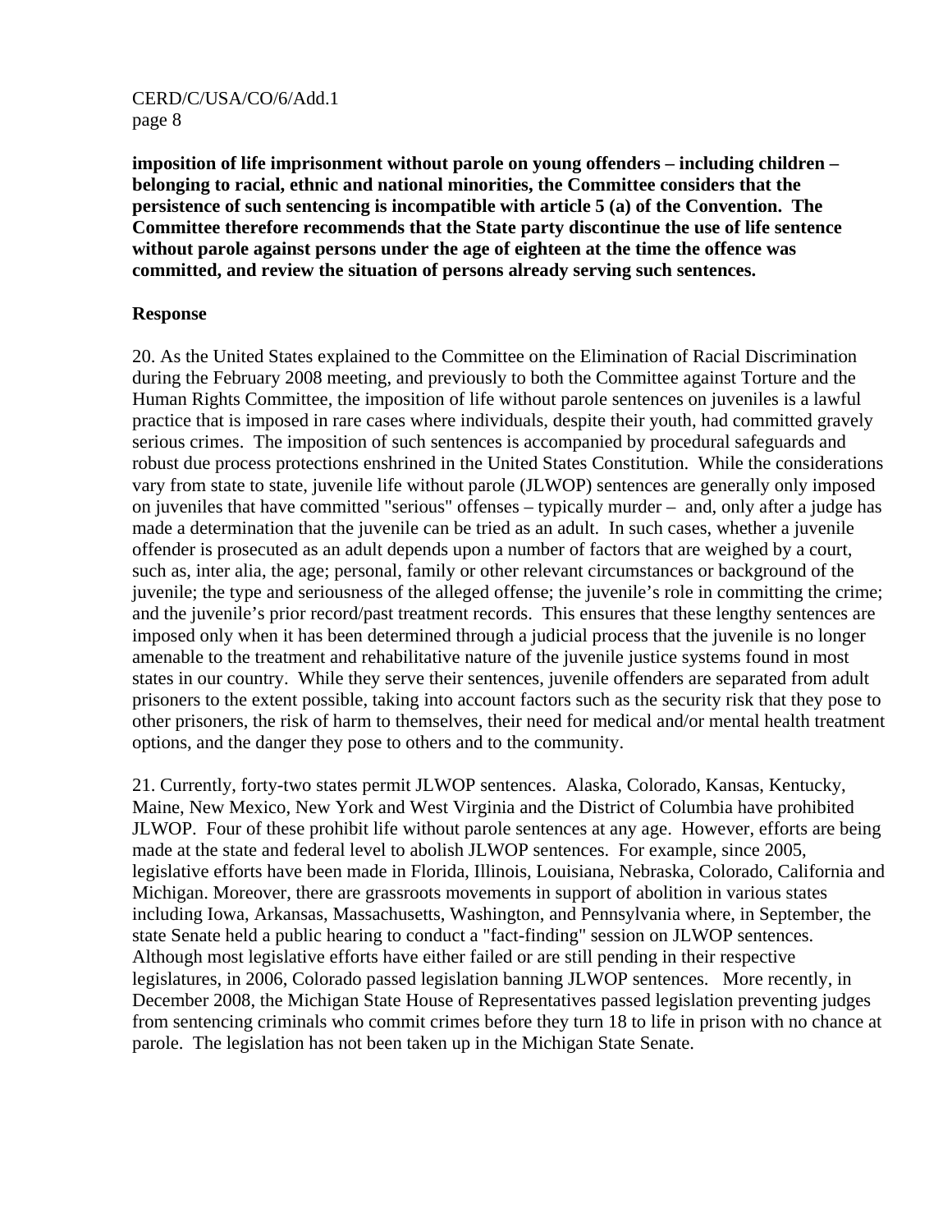**imposition of life imprisonment without parole on young offenders – including children – belonging to racial, ethnic and national minorities, the Committee considers that the persistence of such sentencing is incompatible with article 5 (a) of the Convention. The Committee therefore recommends that the State party discontinue the use of life sentence without parole against persons under the age of eighteen at the time the offence was committed, and review the situation of persons already serving such sentences.**

**Response**

20. As the United States explained to the Committee on the Elimination of Racial Discrimination during the February 2008 meeting, and previously to both the Committee against Torture and the Human Rights Committee, the imposition of life without parole sentences on juveniles is a lawful practice that is imposed in rare cases where individuals, despite their youth, had committed gravely serious crimes. The imposition of such sentences is accompanied by procedural safeguards and robust due process protections enshrined in the United States Constitution. While the considerations vary from state to state, juvenile life without parole (JLWOP) sentences are generally only imposed on juveniles that have committed "serious" offenses – typically murder – and, only after a judge has made a determination that the juvenile can be tried as an adult. In such cases, whether a juvenile offender is prosecuted as an adult depends upon a number of factors that are weighed by a court, such as, inter alia, the age; personal, family or other relevant circumstances or background of the juvenile; the type and seriousness of the alleged offense; the juvenile's role in committing the crime; and the juvenile's prior record/past treatment records. This ensures that these lengthy sentences are imposed only when it has been determined through a judicial process that the juvenile is no longer amenable to the treatment and rehabilitative nature of the juvenile justice systems found in most states in our country. While they serve their sentences, juvenile offenders are separated from adult prisoners to the extent possible, taking into account factors such as the security risk that they pose to other prisoners, the risk of harm to themselves, their need for medical and/or mental health treatment options, and the danger they pose to others and to the community.

21. Currently, forty-two states permit JLWOP sentences. Alaska, Colorado, Kansas, Kentucky, Maine, New Mexico, New York and West Virginia and the District of Columbia have prohibited JLWOP. Four of these prohibit life without parole sentences at any age. However, efforts are being made at the state and federal level to abolish JLWOP sentences. For example, since 2005, legislative efforts have been made in Florida, Illinois, Louisiana, Nebraska, Colorado, California and Michigan. Moreover, there are grassroots movements in support of abolition in various states including Iowa, Arkansas, Massachusetts, Washington, and Pennsylvania where, in September, the state Senate held a public hearing to conduct a "fact-finding" session on JLWOP sentences. Although most legislative efforts have either failed or are still pending in their respective legislatures, in 2006, Colorado passed legislation banning JLWOP sentences. More recently, in December 2008, the Michigan State House of Representatives passed legislation preventing judges from sentencing criminals who commit crimes before they turn 18 to life in prison with no chance at parole. The legislation has not been taken up in the Michigan State Senate.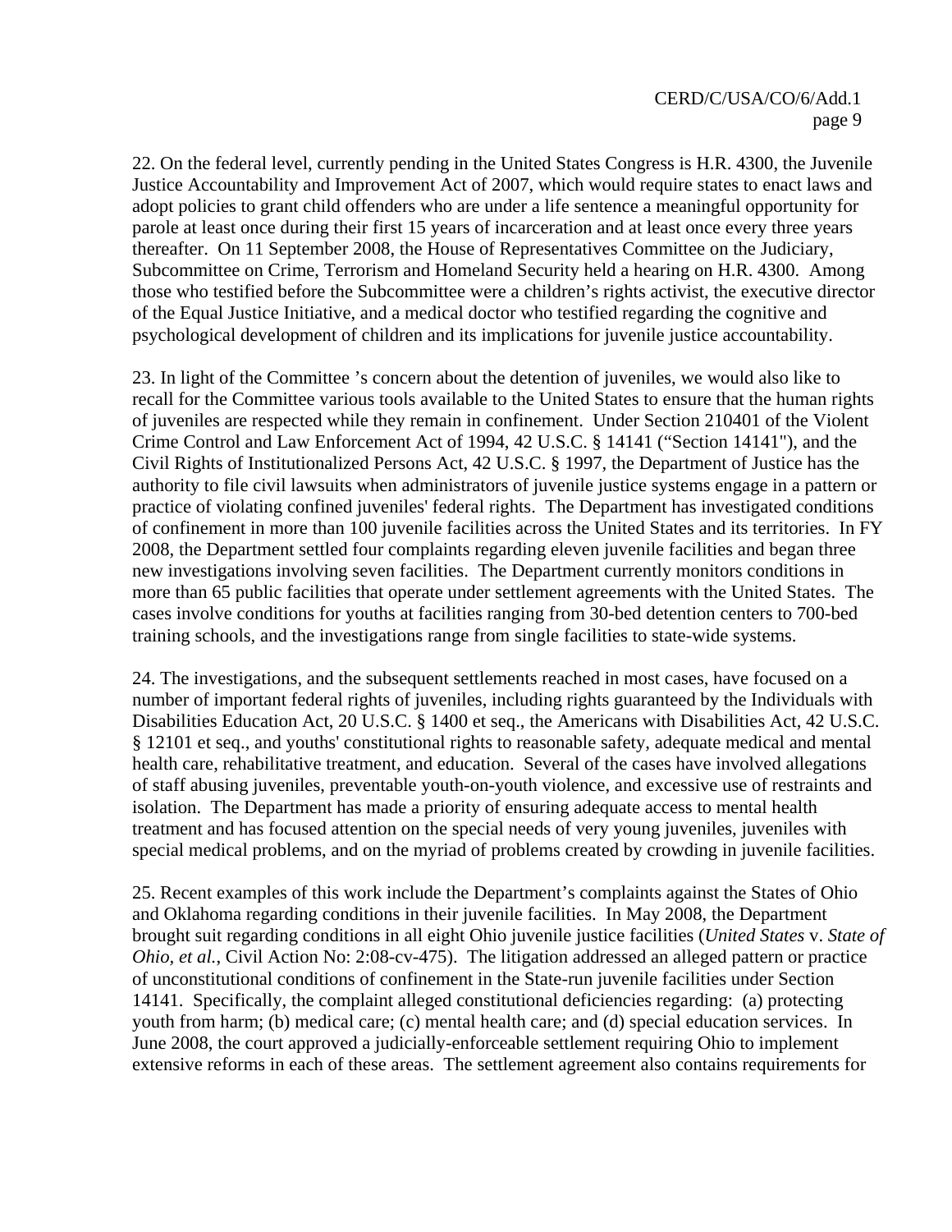22. On the federal level, currently pending in the United States Congress is H.R. 4300, the Juvenile Justice Accountability and Improvement Act of 2007, which would require states to enact laws and adopt policies to grant child offenders who are under a life sentence a meaningful opportunity for parole at least once during their first 15 years of incarceration and at least once every three years thereafter. On 11 September 2008, the House of Representatives Committee on the Judiciary, Subcommittee on Crime, Terrorism and Homeland Security held a hearing on H.R. 4300. Among those who testified before the Subcommittee were a children's rights activist, the executive director of the Equal Justice Initiative, and a medical doctor who testified regarding the cognitive and psychological development of children and its implications for juvenile justice accountability.

23. In light of the Committee 's concern about the detention of juveniles, we would also like to recall for the Committee various tools available to the United States to ensure that the human rights of juveniles are respected while they remain in confinement. Under Section 210401 of the Violent Crime Control and Law Enforcement Act of 1994, 42 U.S.C. § 14141 ("Section 14141"), and the Civil Rights of Institutionalized Persons Act, 42 U.S.C. § 1997, the Department of Justice has the authority to file civil lawsuits when administrators of juvenile justice systems engage in a pattern or practice of violating confined juveniles' federal rights. The Department has investigated conditions of confinement in more than 100 juvenile facilities across the United States and its territories. In FY 2008, the Department settled four complaints regarding eleven juvenile facilities and began three new investigations involving seven facilities. The Department currently monitors conditions in more than 65 public facilities that operate under settlement agreements with the United States. The cases involve conditions for youths at facilities ranging from 30-bed detention centers to 700-bed training schools, and the investigations range from single facilities to state-wide systems.

24. The investigations, and the subsequent settlements reached in most cases, have focused on a number of important federal rights of juveniles, including rights guaranteed by the Individuals with Disabilities Education Act, 20 U.S.C. § 1400 et seq., the Americans with Disabilities Act, 42 U.S.C. § 12101 et seq., and youths' constitutional rights to reasonable safety, adequate medical and mental health care, rehabilitative treatment, and education. Several of the cases have involved allegations of staff abusing juveniles, preventable youth-on-youth violence, and excessive use of restraints and isolation. The Department has made a priority of ensuring adequate access to mental health treatment and has focused attention on the special needs of very young juveniles, juveniles with special medical problems, and on the myriad of problems created by crowding in juvenile facilities.

25. Recent examples of this work include the Department's complaints against the States of Ohio and Oklahoma regarding conditions in their juvenile facilities. In May 2008, the Department brought suit regarding conditions in all eight Ohio juvenile justice facilities (*United States* v. *State of Ohio, et al.*, Civil Action No: 2:08-cv-475). The litigation addressed an alleged pattern or practice of unconstitutional conditions of confinement in the State-run juvenile facilities under Section 14141. Specifically, the complaint alleged constitutional deficiencies regarding: (a) protecting youth from harm; (b) medical care; (c) mental health care; and (d) special education services. In June 2008, the court approved a judicially-enforceable settlement requiring Ohio to implement extensive reforms in each of these areas. The settlement agreement also contains requirements for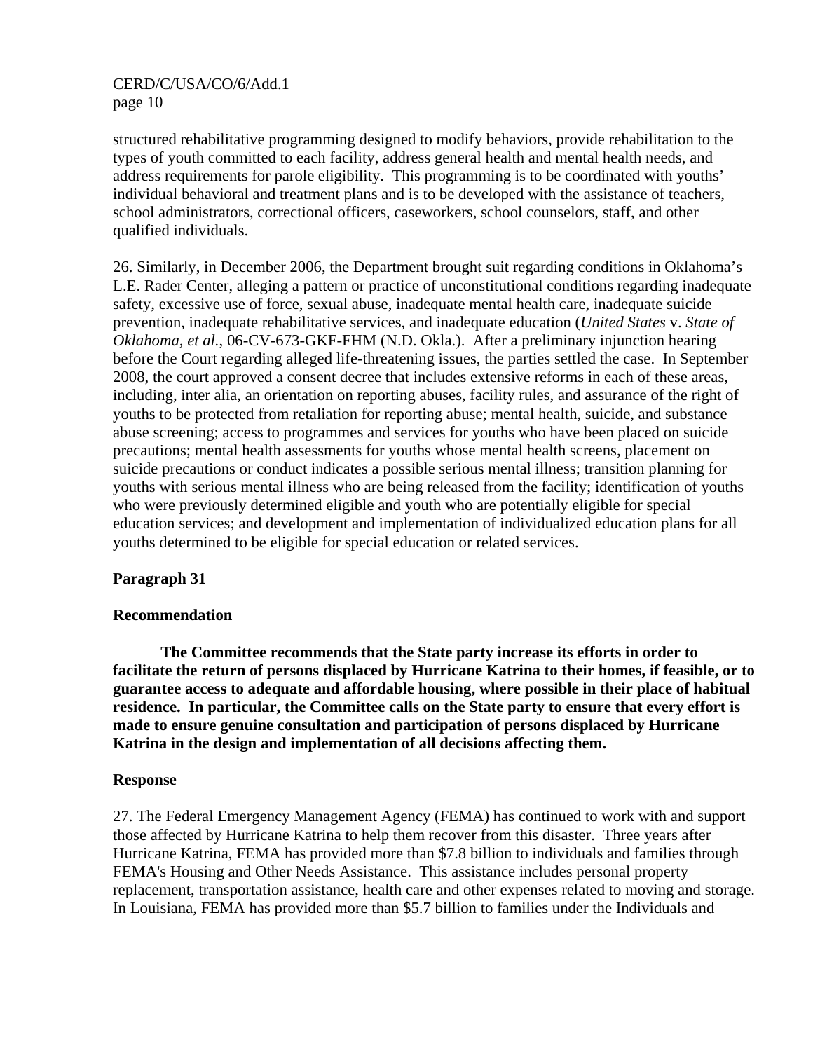structured rehabilitative programming designed to modify behaviors, provide rehabilitation to the types of youth committed to each facility, address general health and mental health needs, and address requirements for parole eligibility. This programming is to be coordinated with youths' individual behavioral and treatment plans and is to be developed with the assistance of teachers, school administrators, correctional officers, caseworkers, school counselors, staff, and other qualified individuals.

26. Similarly, in December 2006, the Department brought suit regarding conditions in Oklahoma's L.E. Rader Center, alleging a pattern or practice of unconstitutional conditions regarding inadequate safety, excessive use of force, sexual abuse, inadequate mental health care, inadequate suicide prevention, inadequate rehabilitative services, and inadequate education (*United States* v. *State of Oklahoma, et al.*, 06-CV-673-GKF-FHM (N.D. Okla.). After a preliminary injunction hearing before the Court regarding alleged life-threatening issues, the parties settled the case. In September 2008, the court approved a consent decree that includes extensive reforms in each of these areas, including, inter alia, an orientation on reporting abuses, facility rules, and assurance of the right of youths to be protected from retaliation for reporting abuse; mental health, suicide, and substance abuse screening; access to programmes and services for youths who have been placed on suicide precautions; mental health assessments for youths whose mental health screens, placement on suicide precautions or conduct indicates a possible serious mental illness; transition planning for youths with serious mental illness who are being released from the facility; identification of youths who were previously determined eligible and youth who are potentially eligible for special education services; and development and implementation of individualized education plans for all youths determined to be eligible for special education or related services.

**Paragraph 31**

**Recommendation**

**The Committee recommends that the State party increase its efforts in order to facilitate the return of persons displaced by Hurricane Katrina to their homes, if feasible, or to guarantee access to adequate and affordable housing, where possible in their place of habitual residence. In particular, the Committee calls on the State party to ensure that every effort is made to ensure genuine consultation and participation of persons displaced by Hurricane Katrina in the design and implementation of all decisions affecting them.**

**Response**

27. The Federal Emergency Management Agency (FEMA) has continued to work with and support those affected by Hurricane Katrina to help them recover from this disaster. Three years after Hurricane Katrina, FEMA has provided more than $7.8 billion to individuals and families through FEMA's Housing and Other Needs Assistance. This assistance includes personal property replacement, transportation assistance, health care and other expenses related to moving and storage. In Louisiana, FEMA has provided more than $5.7 billion to families under the Individuals and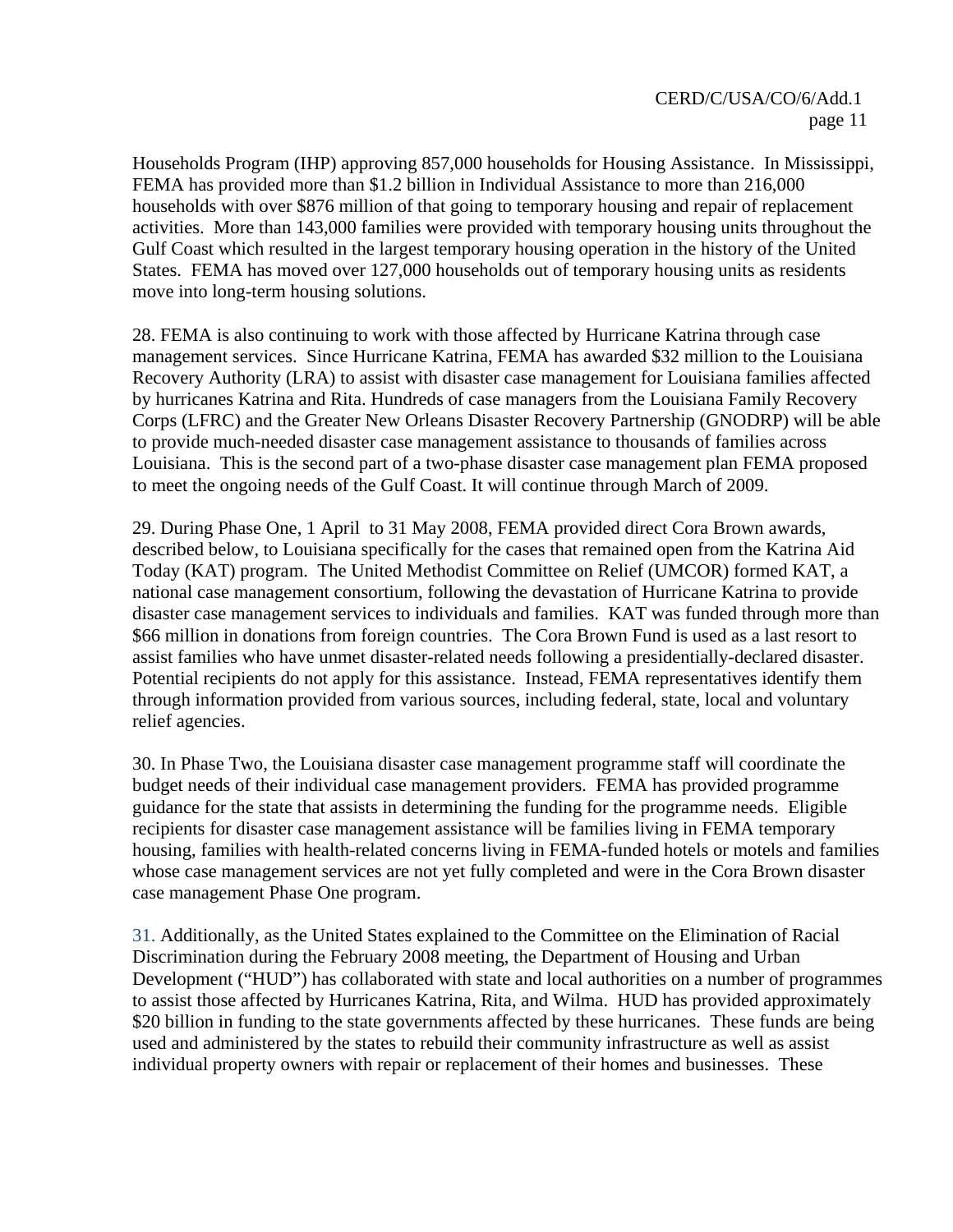Households Program (IHP) approving 857,000 households for Housing Assistance. In Mississippi, FEMA has provided more than $1.2 billion in Individual Assistance to more than 216,000 households with over $876 million of that going to temporary housing and repair of replacement activities. More than 143,000 families were provided with temporary housing units throughout the Gulf Coast which resulted in the largest temporary housing operation in the history of the United States. FEMA has moved over 127,000 households out of temporary housing units as residents move into long-term housing solutions.

28. FEMA is also continuing to work with those affected by Hurricane Katrina through case management services. Since Hurricane Katrina, FEMA has awarded $32 million to the Louisiana Recovery Authority (LRA) to assist with disaster case management for Louisiana families affected by hurricanes Katrina and Rita. Hundreds of case managers from the Louisiana Family Recovery Corps (LFRC) and the Greater New Orleans Disaster Recovery Partnership (GNODRP) will be able to provide much-needed disaster case management assistance to thousands of families across Louisiana. This is the second part of a two-phase disaster case management plan FEMA proposed to meet the ongoing needs of the Gulf Coast. It will continue through March of 2009.

29. During Phase One, 1 April to 31 May 2008, FEMA provided direct Cora Brown awards, described below, to Louisiana specifically for the cases that remained open from the Katrina Aid Today (KAT) program. The United Methodist Committee on Relief (UMCOR) formed KAT, a national case management consortium, following the devastation of Hurricane Katrina to provide disaster case management services to individuals and families. KAT was funded through more than $66 million in donations from foreign countries. The Cora Brown Fund is used as a last resort to assist families who have unmet disaster-related needs following a presidentially-declared disaster. Potential recipients do not apply for this assistance. Instead, FEMA representatives identify them through information provided from various sources, including federal, state, local and voluntary relief agencies.

30. In Phase Two, the Louisiana disaster case management programme staff will coordinate the budget needs of their individual case management providers. FEMA has provided programme guidance for the state that assists in determining the funding for the programme needs. Eligible recipients for disaster case management assistance will be families living in FEMA temporary housing, families with health-related concerns living in FEMA-funded hotels or motels and families whose case management services are not yet fully completed and were in the Cora Brown disaster case management Phase One program.

31. Additionally, as the United States explained to the Committee on the Elimination of Racial Discrimination during the February 2008 meeting, the Department of Housing and Urban Development ("HUD") has collaborated with state and local authorities on a number of programmes to assist those affected by Hurricanes Katrina, Rita, and Wilma. HUD has provided approximately $20 billion in funding to the state governments affected by these hurricanes. These funds are being used and administered by the states to rebuild their community infrastructure as well as assist individual property owners with repair or replacement of their homes and businesses. These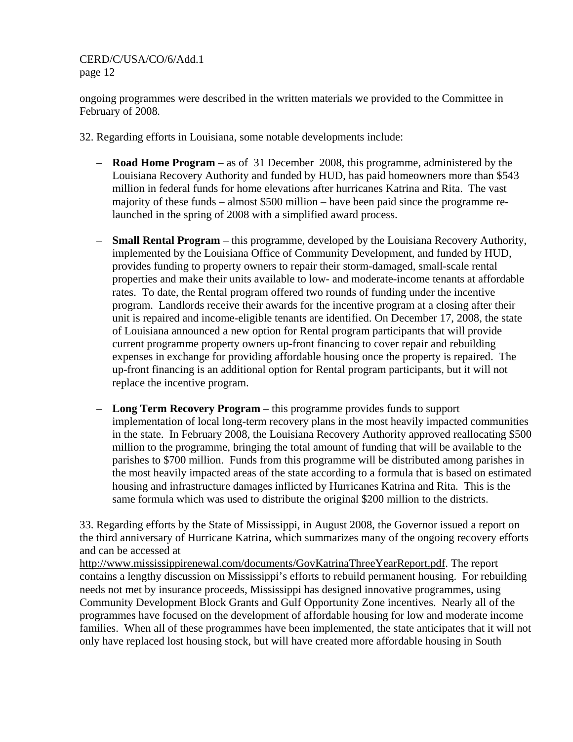ongoing programmes were described in the written materials we provided to the Committee in February of 2008.

32. Regarding efforts in Louisiana, some notable developments include:

- **Road Home Program** – as of 31 December 2008, this programme, administered by the Louisiana Recovery Authority and funded by HUD, has paid homeowners more than $543 million in federal funds for home elevations after hurricanes Katrina and Rita. The vast majority of these funds – almost $500 million – have been paid since the programme re-launched in the spring of 2008 with a simplified award process.

- **Small Rental Program** – this programme, developed by the Louisiana Recovery Authority, implemented by the Louisiana Office of Community Development, and funded by HUD, provides funding to property owners to repair their storm-damaged, small-scale rental properties and make their units available to low- and moderate-income tenants at affordable rates. To date, the Rental program offered two rounds of funding under the incentive program. Landlords receive their awards for the incentive program at a closing after their unit is repaired and income-eligible tenants are identified. On December 17, 2008, the state of Louisiana announced a new option for Rental program participants that will provide current programme property owners up-front financing to cover repair and rebuilding expenses in exchange for providing affordable housing once the property is repaired. The up-front financing is an additional option for Rental program participants, but it will not replace the incentive program.

- **Long Term Recovery Program** – this programme provides funds to support implementation of local long-term recovery plans in the most heavily impacted communities in the state. In February 2008, the Louisiana Recovery Authority approved reallocating $500 million to the programme, bringing the total amount of funding that will be available to the parishes to $700 million. Funds from this programme will be distributed among parishes in the most heavily impacted areas of the state according to a formula that is based on estimated housing and infrastructure damages inflicted by Hurricanes Katrina and Rita. This is the same formula which was used to distribute the original $200 million to the districts.

33. Regarding efforts by the State of Mississippi, in August 2008, the Governor issued a report on the third anniversary of Hurricane Katrina, which summarizes many of the ongoing recovery efforts and can be accessed at http://www.mississippirenewal.com/documents/GovKatrinaThreeYearReport.pdf. The report contains a lengthy discussion on Mississippi's efforts to rebuild permanent housing. For rebuilding needs not met by insurance proceeds, Mississippi has designed innovative programmes, using Community Development Block Grants and Gulf Opportunity Zone incentives. Nearly all of the programmes have focused on the development of affordable housing for low and moderate income families. When all of these programmes have been implemented, the state anticipates that it will not only have replaced lost housing stock, but will have created more affordable housing in South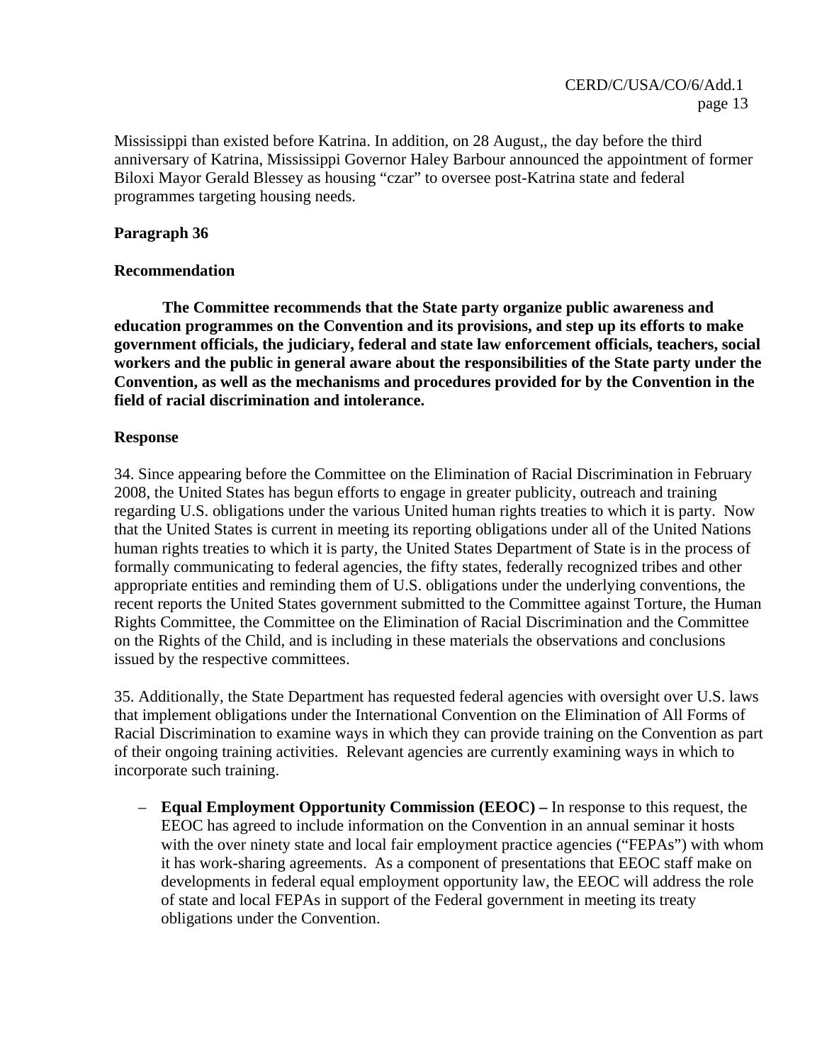Mississippi than existed before Katrina. In addition, on 28 August,, the day before the third anniversary of Katrina, Mississippi Governor Haley Barbour announced the appointment of former Biloxi Mayor Gerald Blessey as housing "czar" to oversee post-Katrina state and federal programmes targeting housing needs.

**Paragraph 36**

**Recommendation**

**The Committee recommends that the State party organize public awareness and education programmes on the Convention and its provisions, and step up its efforts to make government officials, the judiciary, federal and state law enforcement officials, teachers, social workers and the public in general aware about the responsibilities of the State party under the Convention, as well as the mechanisms and procedures provided for by the Convention in the field of racial discrimination and intolerance.**

**Response**

34. Since appearing before the Committee on the Elimination of Racial Discrimination in February 2008, the United States has begun efforts to engage in greater publicity, outreach and training regarding U.S. obligations under the various United human rights treaties to which it is party. Now that the United States is current in meeting its reporting obligations under all of the United Nations human rights treaties to which it is party, the United States Department of State is in the process of formally communicating to federal agencies, the fifty states, federally recognized tribes and other appropriate entities and reminding them of U.S. obligations under the underlying conventions, the recent reports the United States government submitted to the Committee against Torture, the Human Rights Committee, the Committee on the Elimination of Racial Discrimination and the Committee on the Rights of the Child, and is including in these materials the observations and conclusions issued by the respective committees.

35. Additionally, the State Department has requested federal agencies with oversight over U.S. laws that implement obligations under the International Convention on the Elimination of All Forms of Racial Discrimination to examine ways in which they can provide training on the Convention as part of their ongoing training activities. Relevant agencies are currently examining ways in which to incorporate such training.

– **Equal Employment Opportunity Commission (EEOC) –** In response to this request, the EEOC has agreed to include information on the Convention in an annual seminar it hosts with the over ninety state and local fair employment practice agencies ("FEPAs") with whom it has work-sharing agreements. As a component of presentations that EEOC staff make on developments in federal equal employment opportunity law, the EEOC will address the role of state and local FEPAs in support of the Federal government in meeting its treaty obligations under the Convention.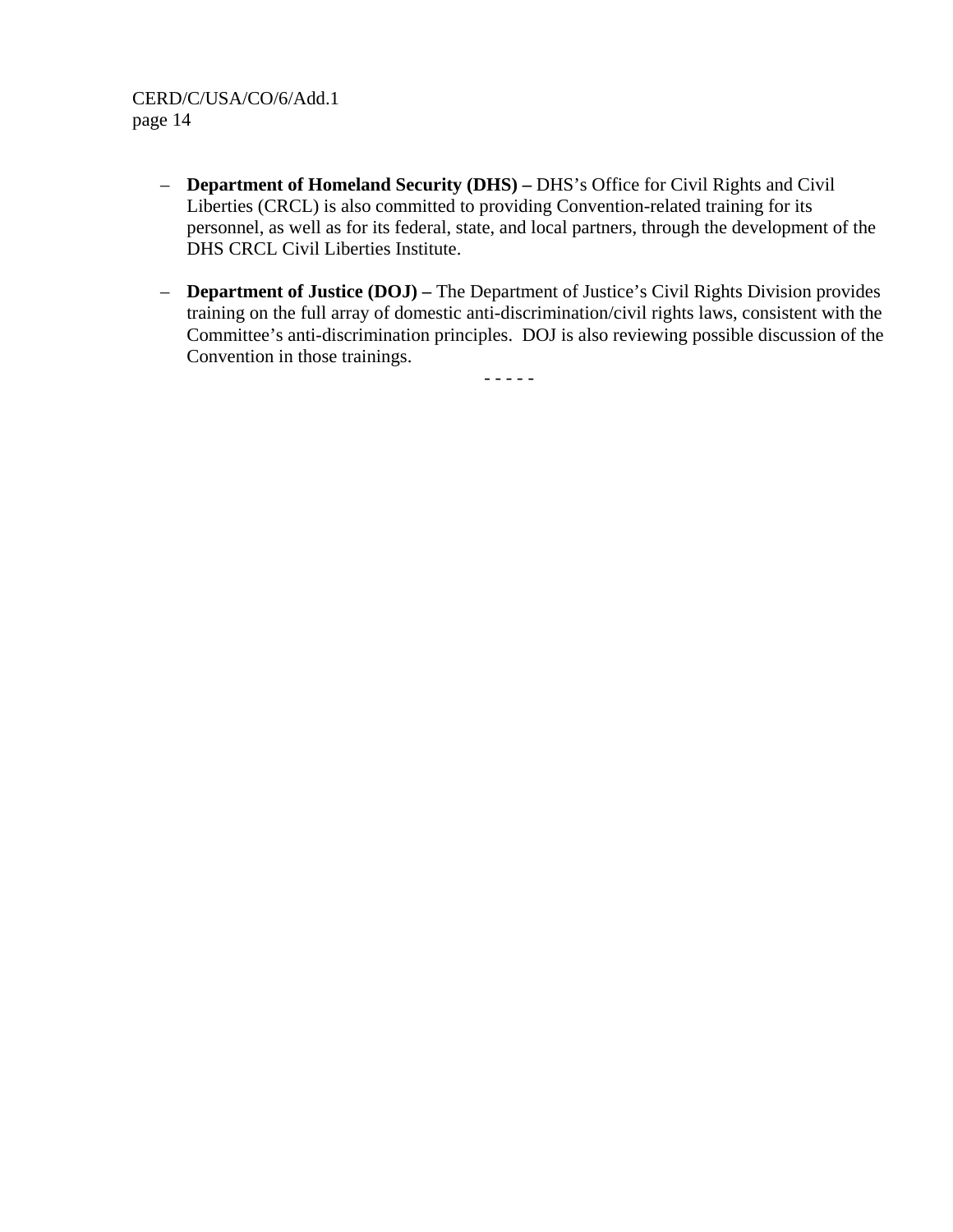- **Department of Homeland Security (DHS) –** DHS's Office for Civil Rights and Civil Liberties (CRCL) is also committed to providing Convention-related training for its personnel, as well as for its federal, state, and local partners, through the development of the DHS CRCL Civil Liberties Institute.

- **Department of Justice (DOJ) –** The Department of Justice's Civil Rights Division provides training on the full array of domestic anti-discrimination/civil rights laws, consistent with the Committee's anti-discrimination principles. DOJ is also reviewing possible discussion of the Convention in those trainings.

- - - - -